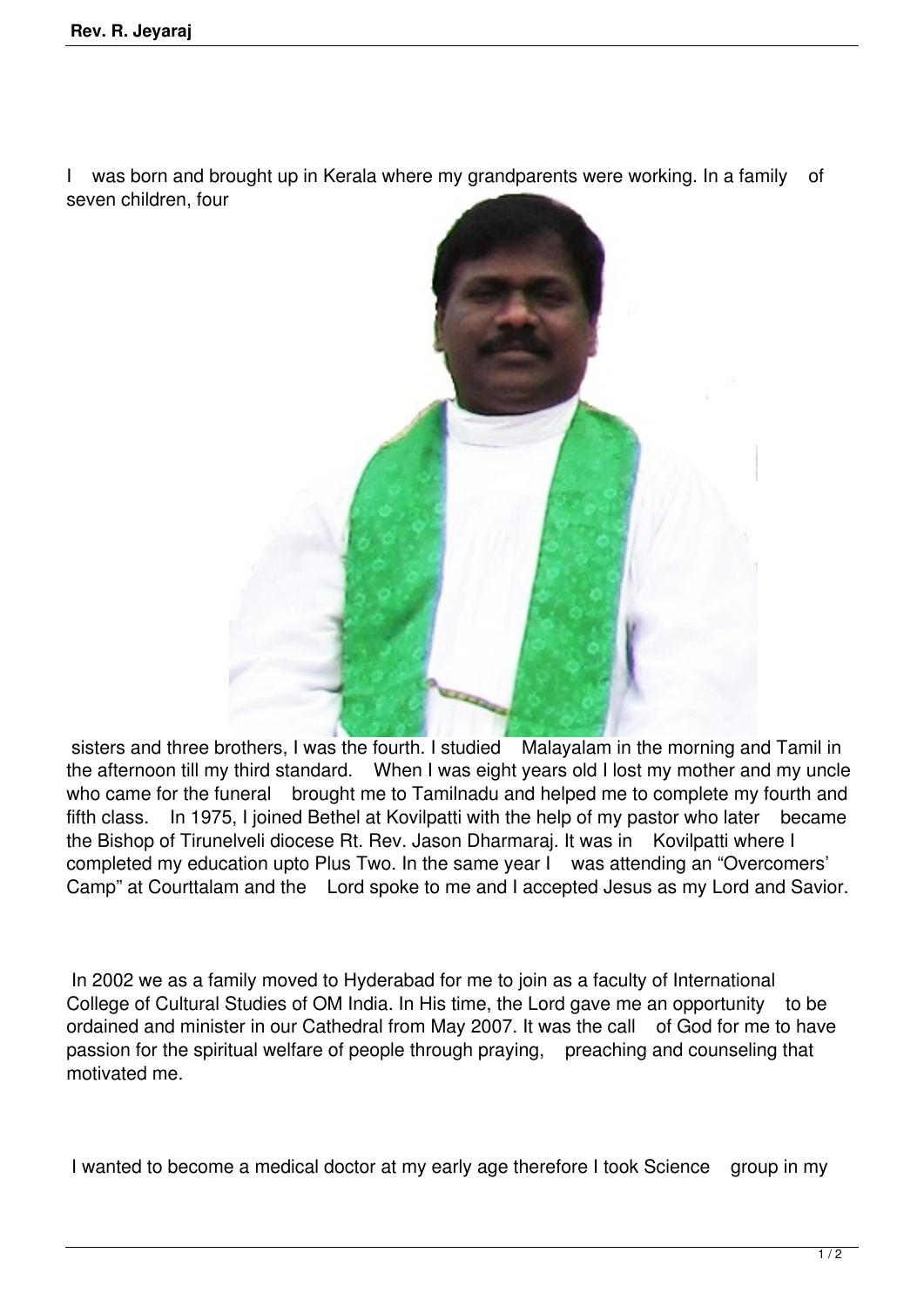I was born and brought up in Kerala where my grandparents were working. In a family of seven children, four sisters and three brothers, I was the fourth. I studied Malayalam in the morning and Tamil in the afternoon till my third standard. When I was eight years old I lost my mother and my uncle who came for the funeral brought me to Tamilnadu and helped me to complete my fourth and fifth class. In 1975, I joined Bethel at Kovilpatti with the help of my pastor who later became the Bishop of Tirunelveli diocese Rt. Rev. Jason Dharmaraj. It was in Kovilpatti where I completed my education upto Plus Two. In the same year I was attending an "Overcomers' Camp" at Courttalam and the Lord spoke to me and I accepted Jesus as my Lord and Savior.

In 2002 we as a family moved to Hyderabad for me to join as a faculty of International College of Cultural Studies of OM India. In His time, the Lord gave me an opportunity to be ordained and minister in our Cathedral from May 2007. It was the call of God for me to have passion for the spiritual welfare of people through praying, preaching and counseling that motivated me.

I wanted to become a medical doctor at my early age therefore I took Science group in my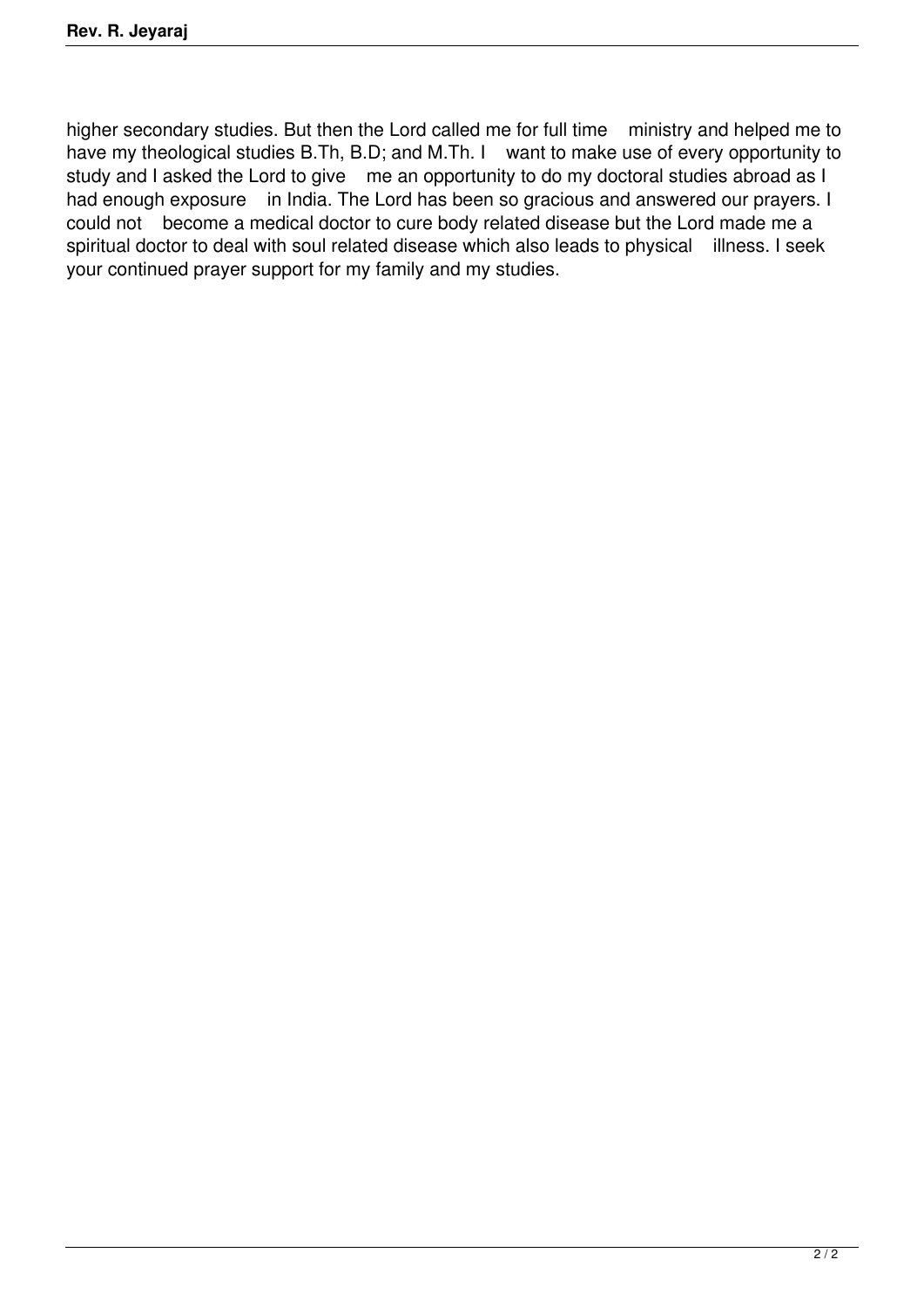higher secondary studies. But then the Lord called me for full time ministry and helped me to have my theological studies B.Th, B.D; and M.Th. I want to make use of every opportunity to study and I asked the Lord to give me an opportunity to do my doctoral studies abroad as I had enough exposure in India. The Lord has been so gracious and answered our prayers. I could not become a medical doctor to cure body related disease but the Lord made me a spiritual doctor to deal with soul related disease which also leads to physical illness. I seek your continued prayer support for my family and my studies.